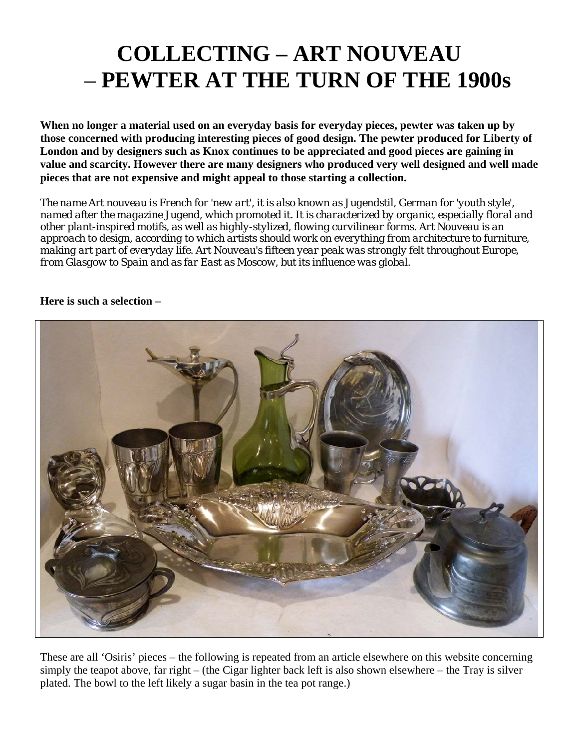# COLLECTING – ART NOUVEAU – PEWTER AT THE TURN OF THE 1900s

**When no longer a material used on an everyday basis for everyday pieces, pewter was taken up by those concerned with producing interesting pieces of good design. The pewter produced for Liberty of London and by designers such as Knox continues to be appreciated and good pieces are gaining in value and scarcity. However there are many designers who produced very well designed and well made pieces that are not expensive and might appeal to those starting a collection.**

*The name Art nouveau is French for 'new art', it is also known as Jugendstil, German for 'youth style', named after the magazine Jugend, which promoted it. It is characterized by organic, especially floral and other plant-inspired motifs, as well as highly-stylized, flowing curvilinear forms. Art Nouveau is an approach to design, according to which artists should work on everything from architecture to furniture, making art part of everyday life. Art Nouveau's fifteen year peak was strongly felt throughout Europe, from Glasgow to Spain and as far East as Moscow, but its influence was global.*

**Here is such a selection –**

These are all 'Osiris' pieces – the following is repeated from an article elsewhere on this website concerning simply the teapot above, far right – (the Cigar lighter back left is also shown elsewhere – the Tray is silver plated. The bowl to the left likely a sugar basin in the tea pot range.)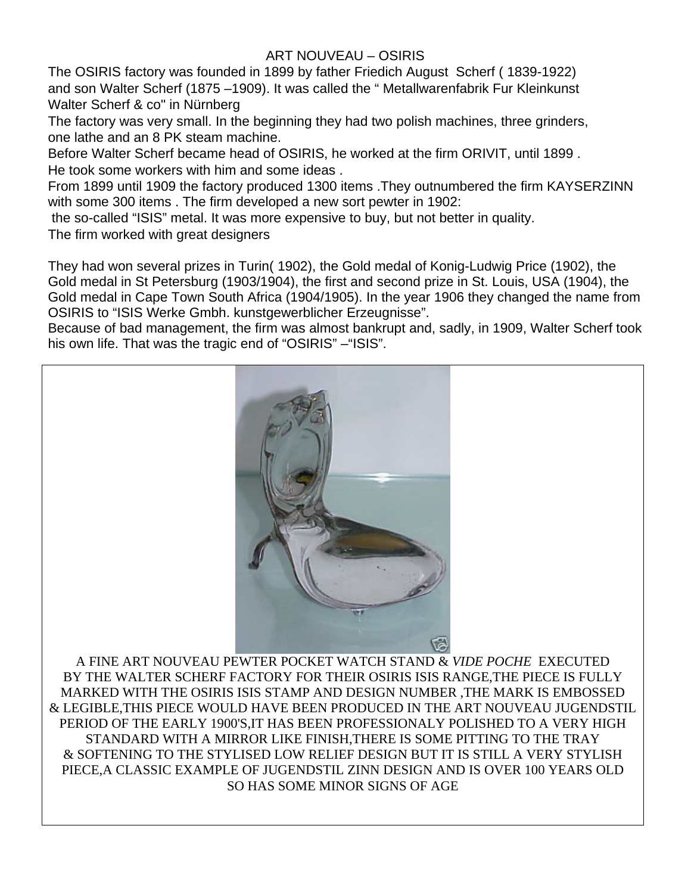# ART NOUVEAU – OSIRIS

The OSIRIS factory was founded in 1899 by father Friedich August Scherf ( 1839-1922) and son Walter Scherf (1875 –1909). It was called the " Metallwarenfabrik Fur Kleinkunst Walter Scherf & co" in Nürnberg

The factory was very small. In the beginning they had two polish machines, three grinders, one lathe and an 8 PK steam machine.

Before Walter Scherf became head of OSIRIS, he worked at the firm ORIVIT, until 1899 . He took some workers with him and some ideas .

From 1899 until 1909 the factory produced 1300 items .They outnumbered the firm KAYSERZINN with some 300 items . The firm developed a new sort pewter in 1902: the so-called "ISIS" metal. It was more expensive to buy, but not better in quality.

The firm worked with great designers

They had won several prizes in Turin( 1902), the Gold medal of Konig-Ludwig Price (1902), the Gold medal in St Petersburg (1903/1904), the first and second prize in St. Louis, USA (1904), the Gold medal in Cape Town South Africa (1904/1905). In the year 1906 they changed the name from OSIRIS to "ISIS Werke Gmbh. kunstgewerblicher Erzeugnisse".

Because of bad management, the firm was almost bankrupt and, sadly, in 1909, Walter Scherf took his own life. That was the tragic end of "OSIRIS" –"ISIS".

A FINE ART NOUVEAU PEWTER POCKET WATCH STAND & *VIDE POCHE* EXECUTED BY THE WALTER SCHERF FACTORY FOR THEIR OSIRIS ISIS RANGE,THE PIECE IS FULLY MARKED WITH THE OSIRIS ISIS STAMP AND DESIGN NUMBER ,THE MARK IS EMBOSSED & LEGIBLE,THIS PIECE WOULD HAVE BEEN PRODUCED IN THE ART NOUVEAU JUGENDSTIL PERIOD OF THE EARLY 1900'S,IT HAS BEEN PROFESSIONALY POLISHED TO A VERY HIGH STANDARD WITH A MIRROR LIKE FINISH,THERE IS SOME PITTING TO THE TRAY & SOFTENING TO THE STYLISED LOW RELIEF DESIGN BUT IT IS STILL A VERY STYLISH PIECE,A CLASSIC EXAMPLE OF JUGENDSTIL ZINN DESIGN AND IS OVER 100 YEARS OLD SO HAS SOME MINOR SIGNS OF AGE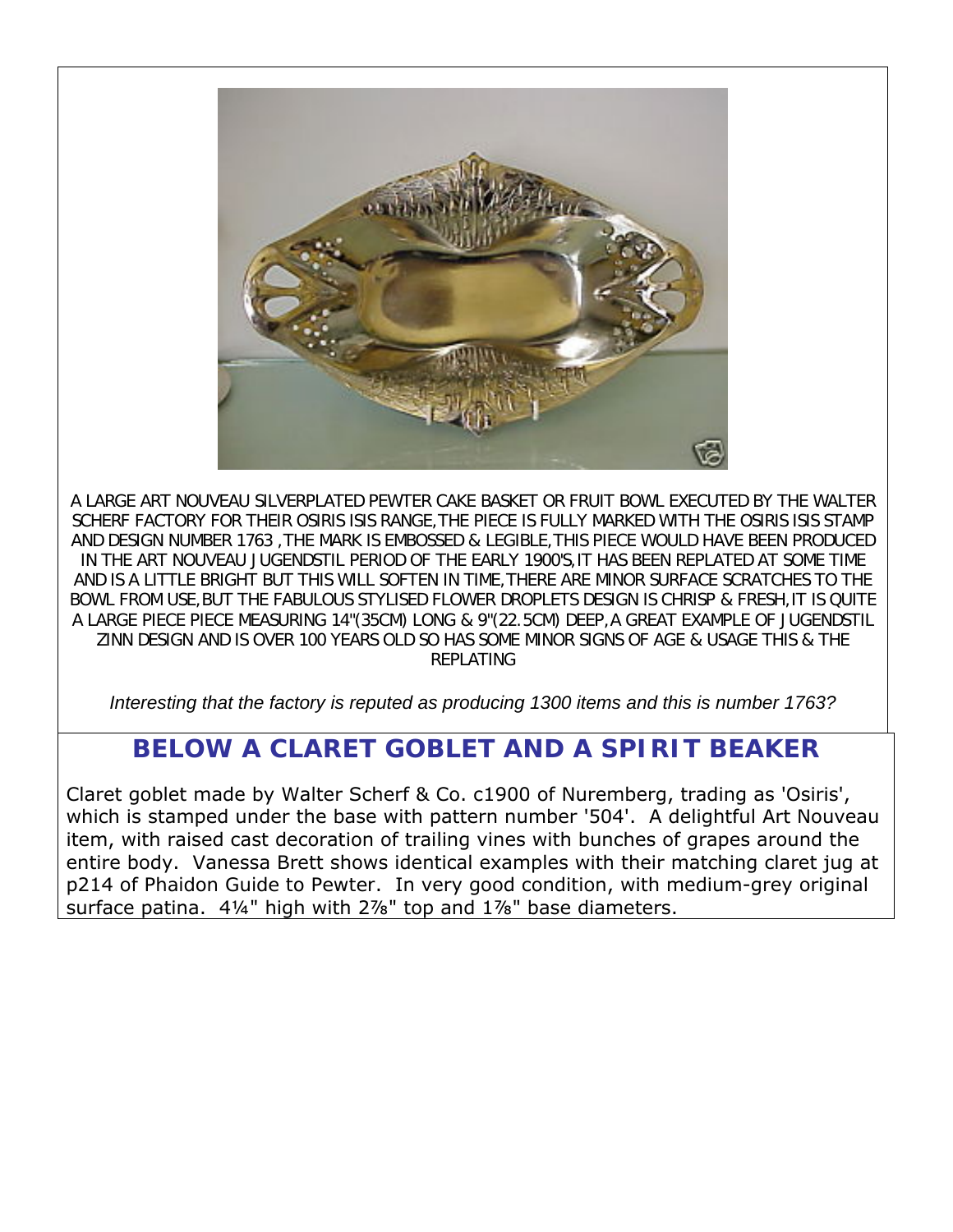A LARGE ART NOUVEAU SILVERPLATED PEWTER CAKE BASKET OR FRUIT BOWL EXECUTED BY THE WALTER SCHERF FACTORY FOR THEIR OSIRIS ISIS RANGE,THE PIECE IS FULLY MARKED WITH THE OSIRIS ISIS STAMP AND DESIGN NUMBER 1763 ,THE MARK IS EMBOSSED & LEGIBLE,THIS PIECE WOULD HAVE BEEN PRODUCED IN THE ART NOUVEAU JUGENDSTIL PERIOD OF THE EARLY 1900'S,IT HAS BEEN REPLATED AT SOME TIME AND IS A LITTLE BRIGHT BUT THIS WILL SOFTEN IN TIME,THERE ARE MINOR SURFACE SCRATCHES TO THE BOWL FROM USE,BUT THE FABULOUS STYLISED FLOWER DROPLETS DESIGN IS CHRISP & FRESH,IT IS QUITE A LARGE PIECE PIECE MEASURING 14"(35CM) LONG & 9"(22.5CM) DEEP,A GREAT EXAMPLE OF JUGENDSTIL ZINN DESIGN AND IS OVER 100 YEARS OLD SO HAS SOME MINOR SIGNS OF AGE & USAGE THIS & THE REPLATING

*Interesting that the factory is reputed as producing 1300 items and this is number 1763?*

## BELOW A CLARET GOBLET AND A SPIRIT BEAKER

Claret goblet made by Walter Scherf & Co. c1900 of Nuremberg, trading as 'Osiris', which is stamped under the base with pattern number '504'. A delightful Art Nouveau item, with raised cast decoration of trailing vines with bunches of grapes around the entire body. Vanessa Brett shows identical examples with their matching claret jug at p214 of Phaidon Guide to Pewter. In very good condition, with medium-grey original surface patina. 4¼" high with 2⅞" top and 1⅞" base diameters.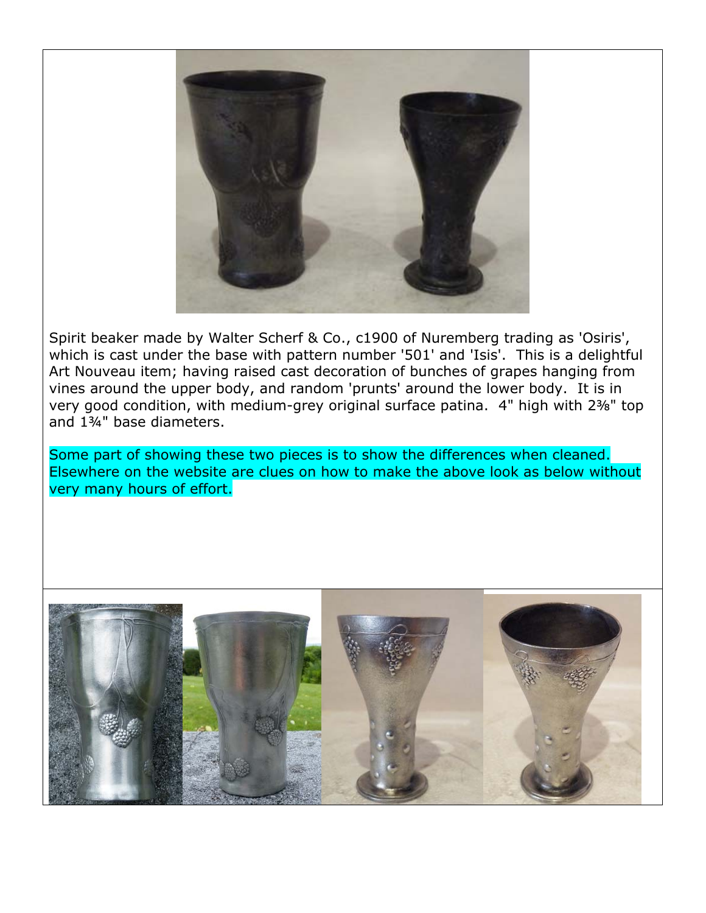Spirit beaker made by Walter Scherf & Co., c1900 of Nuremberg trading as 'Osiris', which is cast under the base with pattern number '501' and 'Isis'. This is a delightful Art Nouveau item; having raised cast decoration of bunches of grapes hanging from vines around the upper body, and random 'prunts' around the lower body. It is in very good condition, with medium-grey original surface patina. 4" high with 2⅜" top and 1¾" base diameters.

Some part of showing these two pieces is to show the differences when cleaned. Elsewhere on the website are clues on how to make the above look as below without very many hours of effort.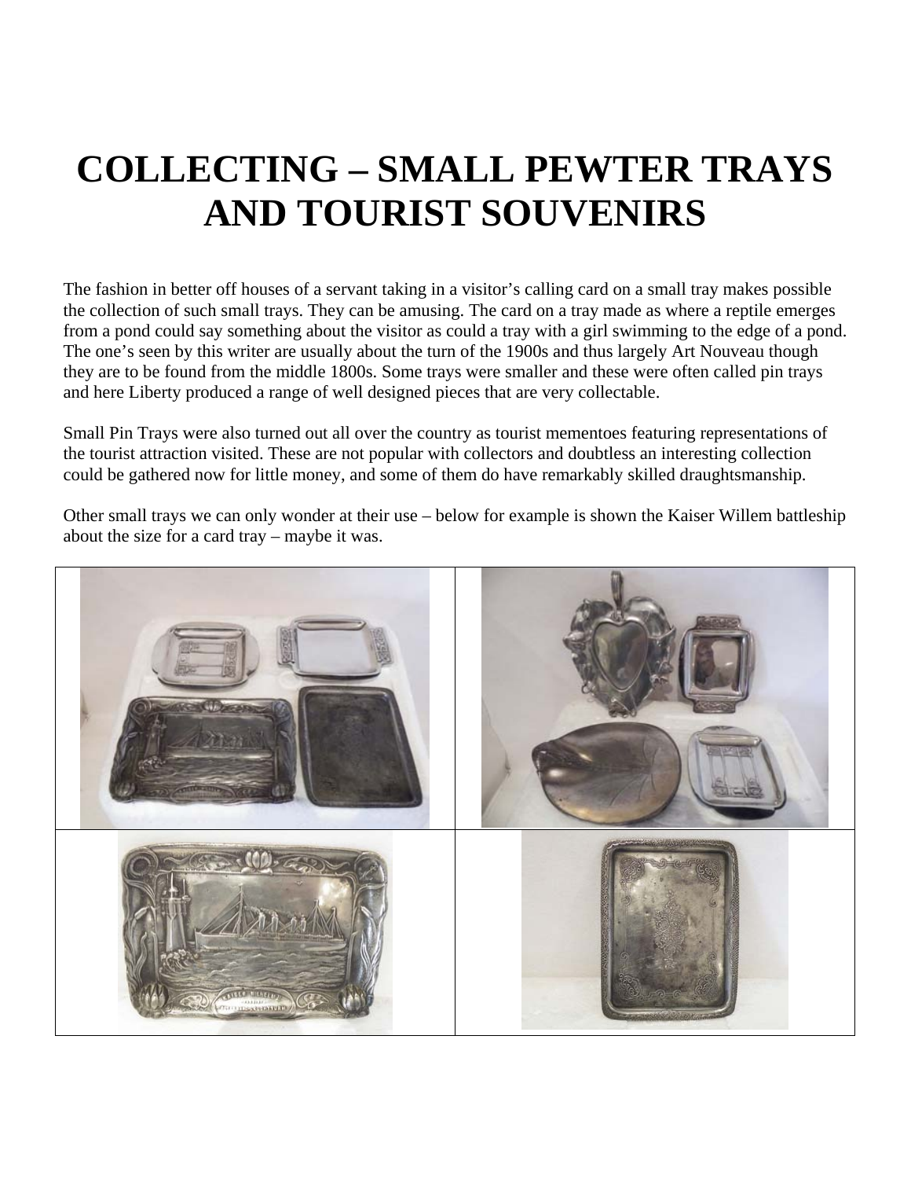# COLLECTING – SMALL PEWTER TRAYS AND TOURIST SOUVENIRS

The fashion in better off houses of a servant taking in a visitor's calling card on a small tray makes possible the collection of such small trays. They can be amusing. The card on a tray made as where a reptile emerges from a pond could say something about the visitor as could a tray with a girl swimming to the edge of a pond. The one's seen by this writer are usually about the turn of the 1900s and thus largely Art Nouveau though they are to be found from the middle 1800s. Some trays were smaller and these were often called pin trays and here Liberty produced a range of well designed pieces that are very collectable.

Small Pin Trays were also turned out all over the country as tourist mementoes featuring representations of the tourist attraction visited. These are not popular with collectors and doubtless an interesting collection could be gathered now for little money, and some of them do have remarkably skilled draughtsmanship.

Other small trays we can only wonder at their use – below for example is shown the Kaiser Willem battleship about the size for a card tray – maybe it was.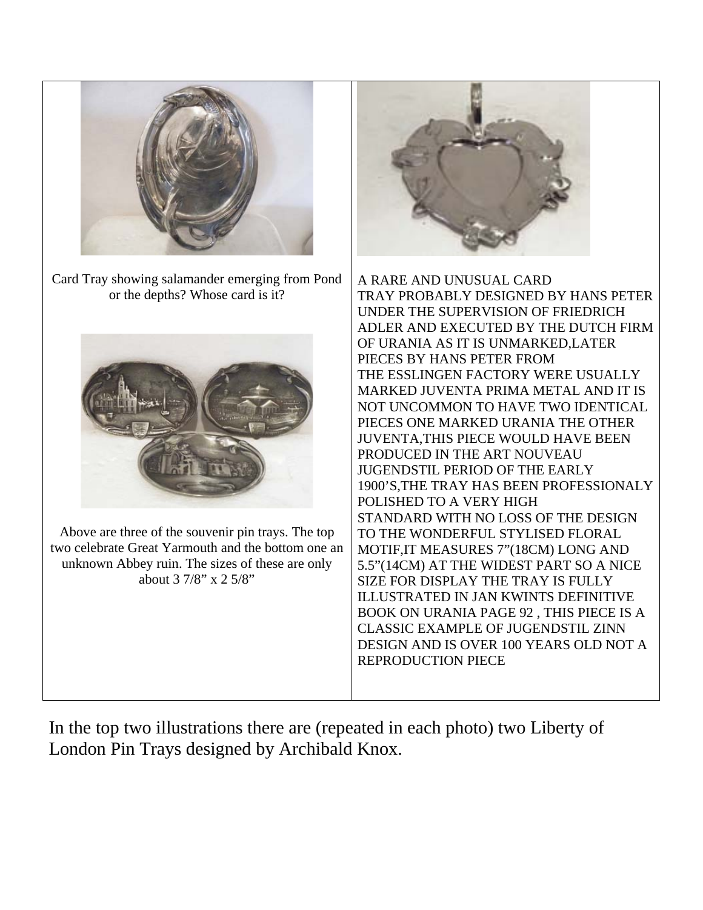| Card Tray showing salamander emerging from Pond or the depths? Whose card is it? | A RARE AND UNUSUAL CARD TRAY PROBABLY DESIGNED BY HANS PETER UNDER THE SUPERVISION OF FRIEDRICH ADLER AND EXECUTED BY THE DUTCH FIRM OF URANIA AS IT IS UNMARKED,LATER PIECES BY HANS PETER FROM THE ESSLINGEN FACTORY WERE USUALLY MARKED JUVENTA PRIMA METAL AND IT IS NOT UNCOMMON TO HAVE TWO IDENTICAL PIECES ONE MARKED URANIA THE OTHER JUVENTA,THIS PIECE WOULD HAVE BEEN PRODUCED IN THE ART NOUVEAU JUGENDSTIL PERIOD OF THE EARLY 1900'S,THE TRAY HAS BEEN PROFESSIONALY POLISHED TO A VERY HIGH STANDARD WITH NO LOSS OF THE DESIGN TO THE WONDERFUL STYLISED FLORAL MOTIF,IT MEASURES 7"(18CM) LONG AND 5.5"(14CM) AT THE WIDEST PART SO A NICE SIZE FOR DISPLAY THE TRAY IS FULLY ILLUSTRATED IN JAN KWINTS DEFINITIVE BOOK ON URANIA PAGE 92 , THIS PIECE IS A CLASSIC EXAMPLE OF JUGENDSTIL ZINN DESIGN AND IS OVER 100 YEARS OLD NOT A REPRODUCTION PIECE |
| --- | --- |
| Above are three of the souvenir pin trays. The top two celebrate Great Yarmouth and the bottom one an unknown Abbey ruin. The sizes of these are only about 3 7/8" x 2 5/8" | |

In the top two illustrations there are (repeated in each photo) two Liberty of London Pin Trays designed by Archibald Knox.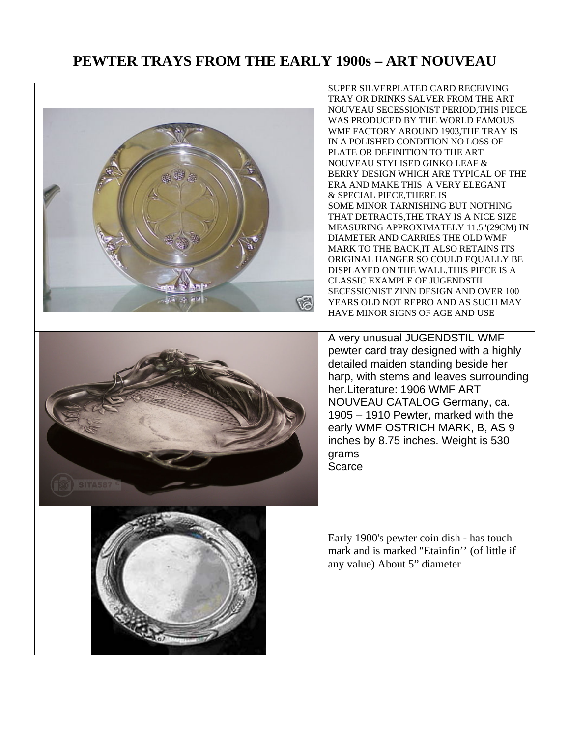# PEWTER TRAYS FROM THE EARLY 1900s – ART NOUVEAU

| | |
|---|---|
| | SUPER SILVERPLATED CARD RECEIVING TRAY OR DRINKS SALVER FROM THE ART NOUVEAU SECESSIONIST PERIOD,THIS PIECE WAS PRODUCED BY THE WORLD FAMOUS WMF FACTORY AROUND 1903,THE TRAY IS IN A POLISHED CONDITION NO LOSS OF PLATE OR DEFINITION TO THE ART NOUVEAU STYLISED GINKO LEAF & BERRY DESIGN WHICH ARE TYPICAL OF THE ERA AND MAKE THIS A VERY ELEGANT & SPECIAL PIECE,THERE IS SOME MINOR TARNISHING BUT NOTHING THAT DETRACTS,THE TRAY IS A NICE SIZE MEASURING APPROXIMATELY 11.5"(29CM) IN DIAMETER AND CARRIES THE OLD WMF MARK TO THE BACK,IT ALSO RETAINS ITS ORIGINAL HANGER SO COULD EQUALLY BE DISPLAYED ON THE WALL.THIS PIECE IS A CLASSIC EXAMPLE OF JUGENDSTIL SECESSIONIST ZINN DESIGN AND OVER 100 YEARS OLD NOT REPRO AND AS SUCH MAY HAVE MINOR SIGNS OF AGE AND USE |
| | A very unusual JUGENDSTIL WMF pewter card tray designed with a highly detailed maiden standing beside her harp, with stems and leaves surrounding her.Literature: 1906 WMF ART NOUVEAU CATALOG Germany, ca. 1905 – 1910 Pewter, marked with the early WMF OSTRICH MARK, B, AS 9 inches by 8.75 inches. Weight is 530 grams<br>Scarce |
| | Early 1900's pewter coin dish - has touch mark and is marked "Etainfin'' (of little if any value) About 5" diameter |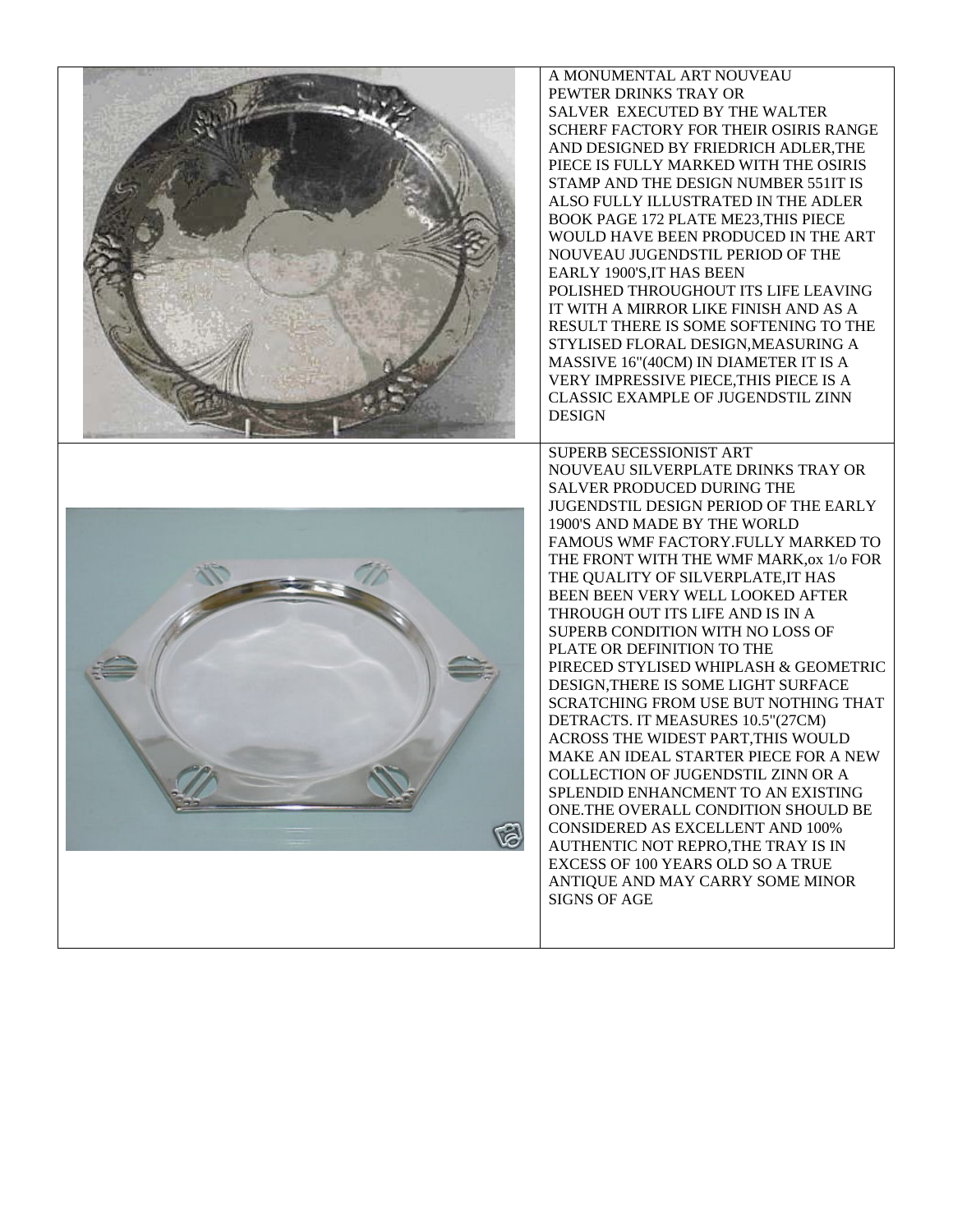| | |
|---|---|
| | A MONUMENTAL ART NOUVEAU PEWTER DRINKS TRAY OR SALVER EXECUTED BY THE WALTER SCHERF FACTORY FOR THEIR OSIRIS RANGE AND DESIGNED BY FRIEDRICH ADLER,THE PIECE IS FULLY MARKED WITH THE OSIRIS STAMP AND THE DESIGN NUMBER 551IT IS ALSO FULLY ILLUSTRATED IN THE ADLER BOOK PAGE 172 PLATE ME23,THIS PIECE WOULD HAVE BEEN PRODUCED IN THE ART NOUVEAU JUGENDSTIL PERIOD OF THE EARLY 1900'S,IT HAS BEEN POLISHED THROUGHOUT ITS LIFE LEAVING IT WITH A MIRROR LIKE FINISH AND AS A RESULT THERE IS SOME SOFTENING TO THE STYLISED FLORAL DESIGN,MEASURING A MASSIVE 16"(40CM) IN DIAMETER IT IS A VERY IMPRESSIVE PIECE,THIS PIECE IS A CLASSIC EXAMPLE OF JUGENDSTIL ZINN DESIGN |
| | SUPERB SECESSIONIST ART NOUVEAU SILVERPLATE DRINKS TRAY OR SALVER PRODUCED DURING THE JUGENDSTIL DESIGN PERIOD OF THE EARLY 1900'S AND MADE BY THE WORLD FAMOUS WMF FACTORY.FULLY MARKED TO THE FRONT WITH THE WMF MARK,ox 1/o FOR THE QUALITY OF SILVERPLATE,IT HAS BEEN BEEN VERY WELL LOOKED AFTER THROUGH OUT ITS LIFE AND IS IN A SUPERB CONDITION WITH NO LOSS OF PLATE OR DEFINITION TO THE PIRECED STYLISED WHIPLASH & GEOMETRIC DESIGN,THERE IS SOME LIGHT SURFACE SCRATCHING FROM USE BUT NOTHING THAT DETRACTS. IT MEASURES 10.5"(27CM) ACROSS THE WIDEST PART,THIS WOULD MAKE AN IDEAL STARTER PIECE FOR A NEW COLLECTION OF JUGENDSTIL ZINN OR A SPLENDID ENHANCMENT TO AN EXISTING ONE.THE OVERALL CONDITION SHOULD BE CONSIDERED AS EXCELLENT AND 100% AUTHENTIC NOT REPRO,THE TRAY IS IN EXCESS OF 100 YEARS OLD SO A TRUE ANTIQUE AND MAY CARRY SOME MINOR SIGNS OF AGE |